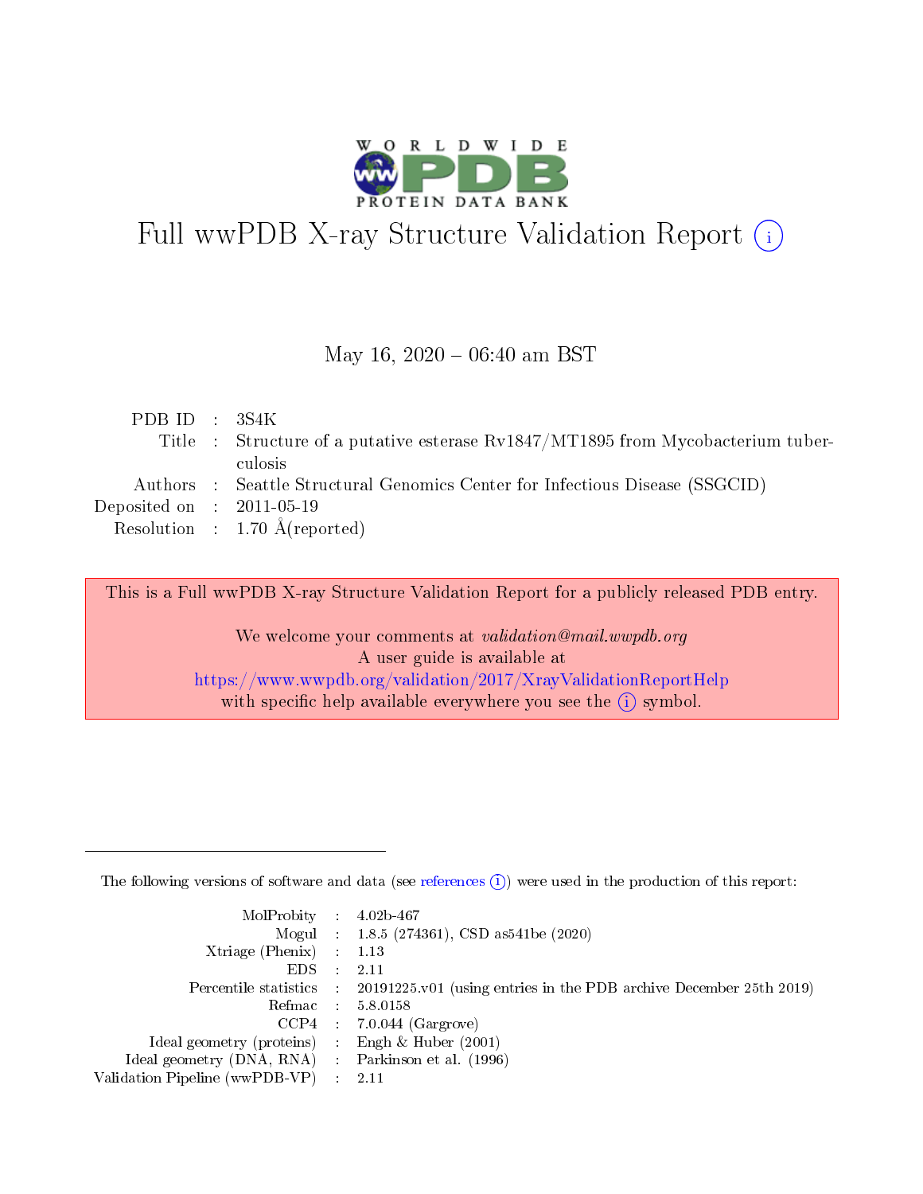# Full wwPDB X-ray Structure Validation Report (i)

May 16, 2020 – 06:40 am BST

| | | |
|---|---|---|
| PDB ID | : | 3S4K |
| Title | : | Structure of a putative esterase Rv1847/MT1895 from Mycobacterium tuberculosis |
| Authors | : | Seattle Structural Genomics Center for Infectious Disease (SSGCID) |
| Deposited on | : | 2011-05-19 |
| Resolution | : | 1.70 Å(reported) |

This is a Full wwPDB X-ray Structure Validation Report for a publicly released PDB entry.

We welcome your comments at *validation@mail.wwpdb.org*
A user guide is available at
https://www.wwpdb.org/validation/2017/XrayValidationReportHelp
with specific help available everywhere you see the (i) symbol.

The following versions of software and data (see references (i)) were used in the production of this report:

| | | |
|---|---|---|
| MolProbity | : | 4.02b-467 |
| Mogul | : | 1.8.5 (274361), CSD as541be (2020) |
| Xtriage (Phenix) | : | 1.13 |
| EDS | : | 2.11 |
| Percentile statistics | : | 20191225.v01 (using entries in the PDB archive December 25th 2019) |
| Refmac | : | 5.8.0158 |
| CCP4 | : | 7.0.044 (Gargrove) |
| Ideal geometry (proteins) | : | Engh & Huber (2001) |
| Ideal geometry (DNA, RNA) | : | Parkinson et al. (1996) |
| Validation Pipeline (wwPDB-VP) | : | 2.11 |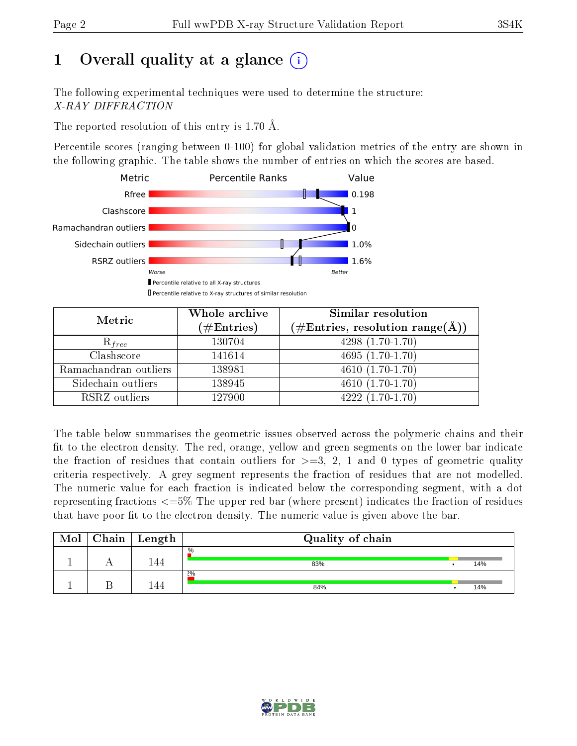# 1 Overall quality at a glance

The following experimental techniques were used to determine the structure:
*X-RAY DIFFRACTION*

The reported resolution of this entry is 1.70 Å.

Percentile scores (ranging between 0-100) for global validation metrics of the entry are shown in the following graphic. The table shows the number of entries on which the scores are based.

Metric
Percentile Ranks
Value
Rfree 0.198
Clashscore 1
Ramachandran outliers 0
Sidechain outliers 1.0%
RSRZ outliers 1.6%
Worse
Better
Percentile relative to all X-ray structures
Percentile relative to X-ray structures of similar resolution

| Metric | Whole archive (#Entries) | Similar resolution (#Entries, resolution range(Å)) |
|---|---|---|
| $R_{free}$ | 130704 | 4298 (1.70-1.70) |
| Clashscore | 141614 | 4695 (1.70-1.70) |
| Ramachandran outliers | 138981 | 4610 (1.70-1.70) |
| Sidechain outliers | 138945 | 4610 (1.70-1.70) |
| RSRZ outliers | 127900 | 4222 (1.70-1.70) |

The table below summarises the geometric issues observed across the polymeric chains and their fit to the electron density. The red, orange, yellow and green segments on the lower bar indicate the fraction of residues that contain outliers for >=3, 2, 1 and 0 types of geometric quality criteria respectively. A grey segment represents the fraction of residues that are not modelled. The numeric value for each fraction is indicated below the corresponding segment, with a dot representing fractions <=5% The upper red bar (where present) indicates the fraction of residues that have poor fit to the electron density. The numeric value is given above the bar.

| Mol | Chain | Length | Quality of chain |
|---|---|---|---|
| 1 | A | 144 | % <br> 83% • 14% |
| 1 | B | 144 | 2% <br> 84% • 14% |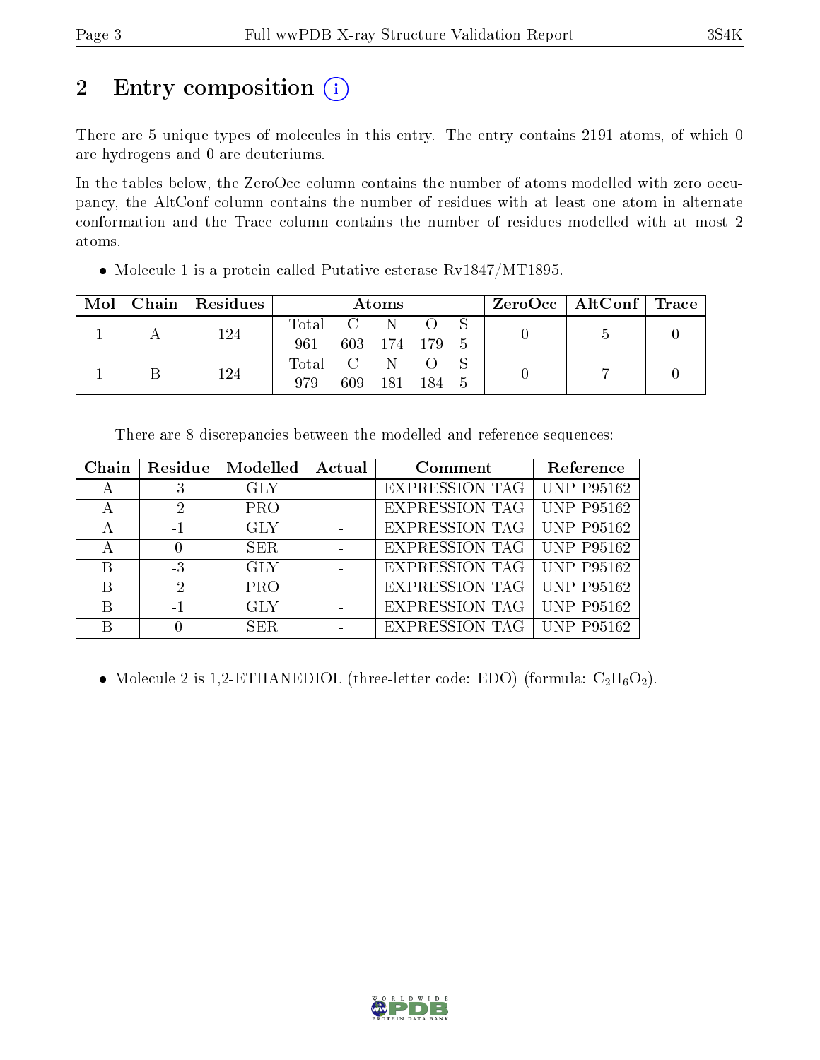# 2 Entry composition

There are 5 unique types of molecules in this entry. The entry contains 2191 atoms, of which 0 are hydrogens and 0 are deuteriums.

In the tables below, the ZeroOcc column contains the number of atoms modelled with zero occupancy, the AltConf column contains the number of residues with at least one atom in alternate conformation and the Trace column contains the number of residues modelled with at most 2 atoms.

- Molecule 1 is a protein called Putative esterase Rv1847/MT1895.

| Mol | Chain | Residues | Atoms | | | | | ZeroOcc | AltConf | Trace |
|---|---|---|---|---|---|---|---|---|---|---|
| 1 | A | 124 | Total 961 | C 603 | N 174 | O 179 | S 5 | 0 | 5 | 0 |
| 1 | B | 124 | Total 979 | C 609 | N 181 | O 184 | S 5 | 0 | 7 | 0 |

There are 8 discrepancies between the modelled and reference sequences:

| Chain | Residue | Modelled | Actual | Comment | Reference |
|---|---|---|---|---|---|
| A | -3 | GLY | - | EXPRESSION TAG | UNP P95162 |
| A | -2 | PRO | - | EXPRESSION TAG | UNP P95162 |
| A | -1 | GLY | - | EXPRESSION TAG | UNP P95162 |
| A | 0 | SER | - | EXPRESSION TAG | UNP P95162 |
| B | -3 | GLY | - | EXPRESSION TAG | UNP P95162 |
| B | -2 | PRO | - | EXPRESSION TAG | UNP P95162 |
| B | -1 | GLY | - | EXPRESSION TAG | UNP P95162 |
| B | 0 | SER | - | EXPRESSION TAG | UNP P95162 |

- Molecule 2 is 1,2-ETHANEDIOL (three-letter code: EDO) (formula: $C_2H_6O_2$).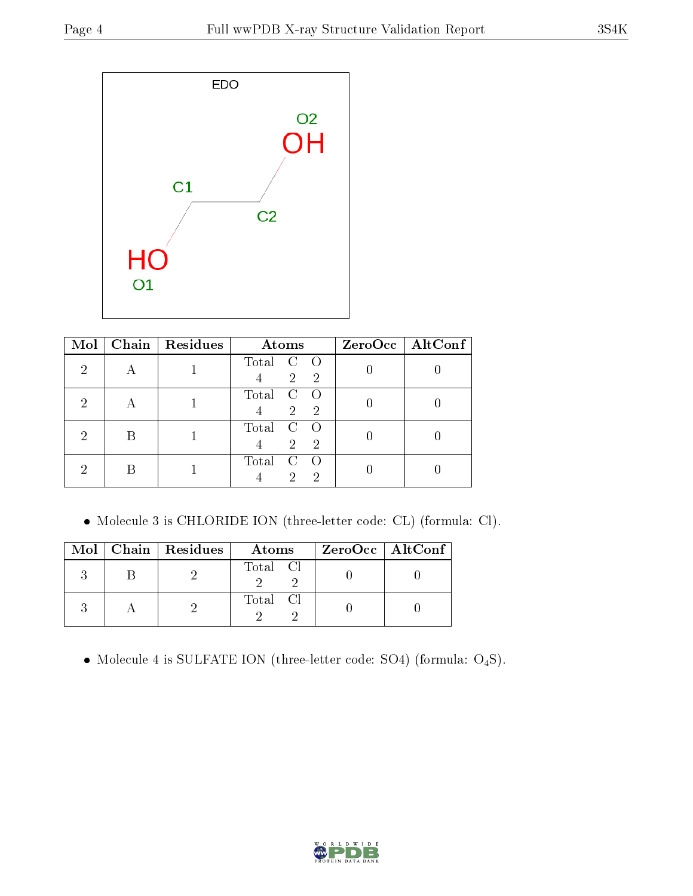EDO

O2

OH

C1

C2

HO

O1

| Mol | Chain | Residues | Atoms | ZeroOcc | AltConf |
|---|---|---|---|---|---|
| 2 | A | 1 | Total C O<br>4 2 2 | 0 | 0 |
| 2 | A | 1 | Total C O<br>4 2 2 | 0 | 0 |
| 2 | B | 1 | Total C O<br>4 2 2 | 0 | 0 |
| 2 | B | 1 | Total C O<br>4 2 2 | 0 | 0 |

- Molecule 3 is CHLORIDE ION (three-letter code: CL) (formula: Cl).

| Mol | Chain | Residues | Atoms | ZeroOcc | AltConf |
|---|---|---|---|---|---|
| 3 | B | 2 | Total Cl<br>2 2 | 0 | 0 |
| 3 | A | 2 | Total Cl<br>2 2 | 0 | 0 |

- Molecule 4 is SULFATE ION (three-letter code: SO4) (formula: $O_4S$).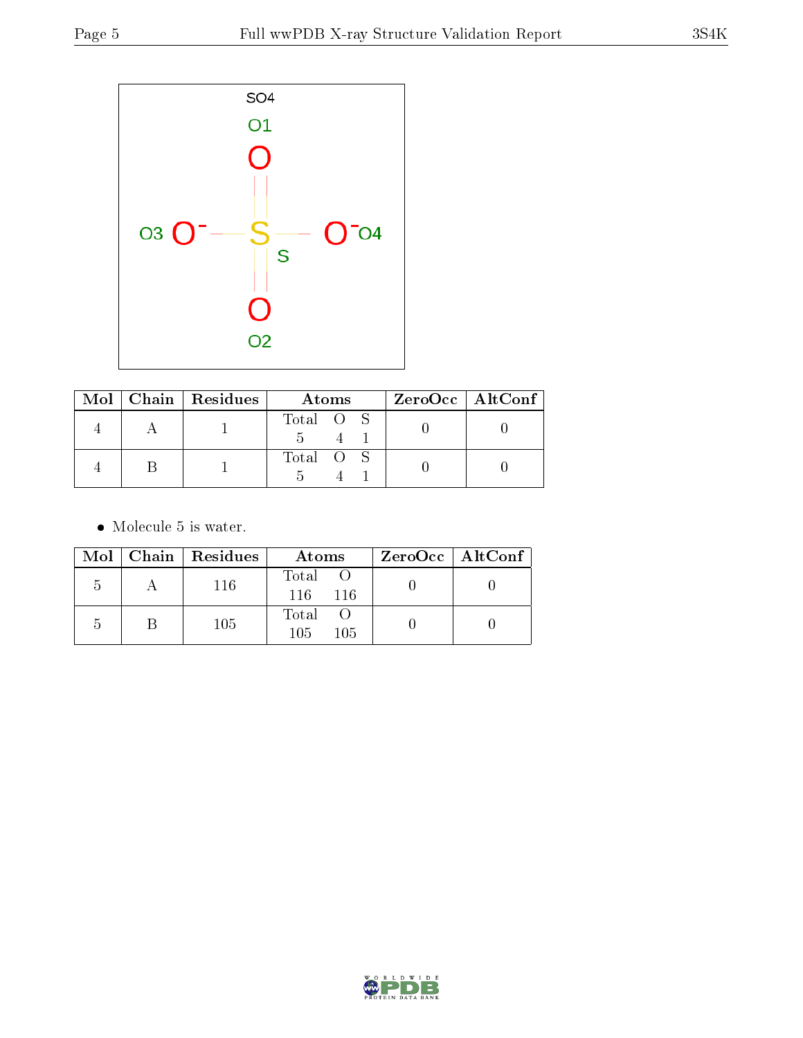SO4

O1

O3 $O^-$ — S — $O^-$ O4

S

O2

| Mol | Chain | Residues | Atoms | | | ZeroOcc | AltConf |
|---|---|---|---|---|---|---|---|
| | | | Total | O | S | | |
| 4 | A | 1 | 5 | 4 | 1 | 0 | 0 |
| 4 | B | 1 | 5 | 4 | 1 | 0 | 0 |

- Molecule 5 is water.

| Mol | Chain | Residues | Atoms | | ZeroOcc | AltConf |
|---|---|---|---|---|---|---|
| | | | Total | O | | |
| 5 | A | 116 | 116 | 116 | 0 | 0 |
| 5 | B | 105 | 105 | 105 | 0 | 0 |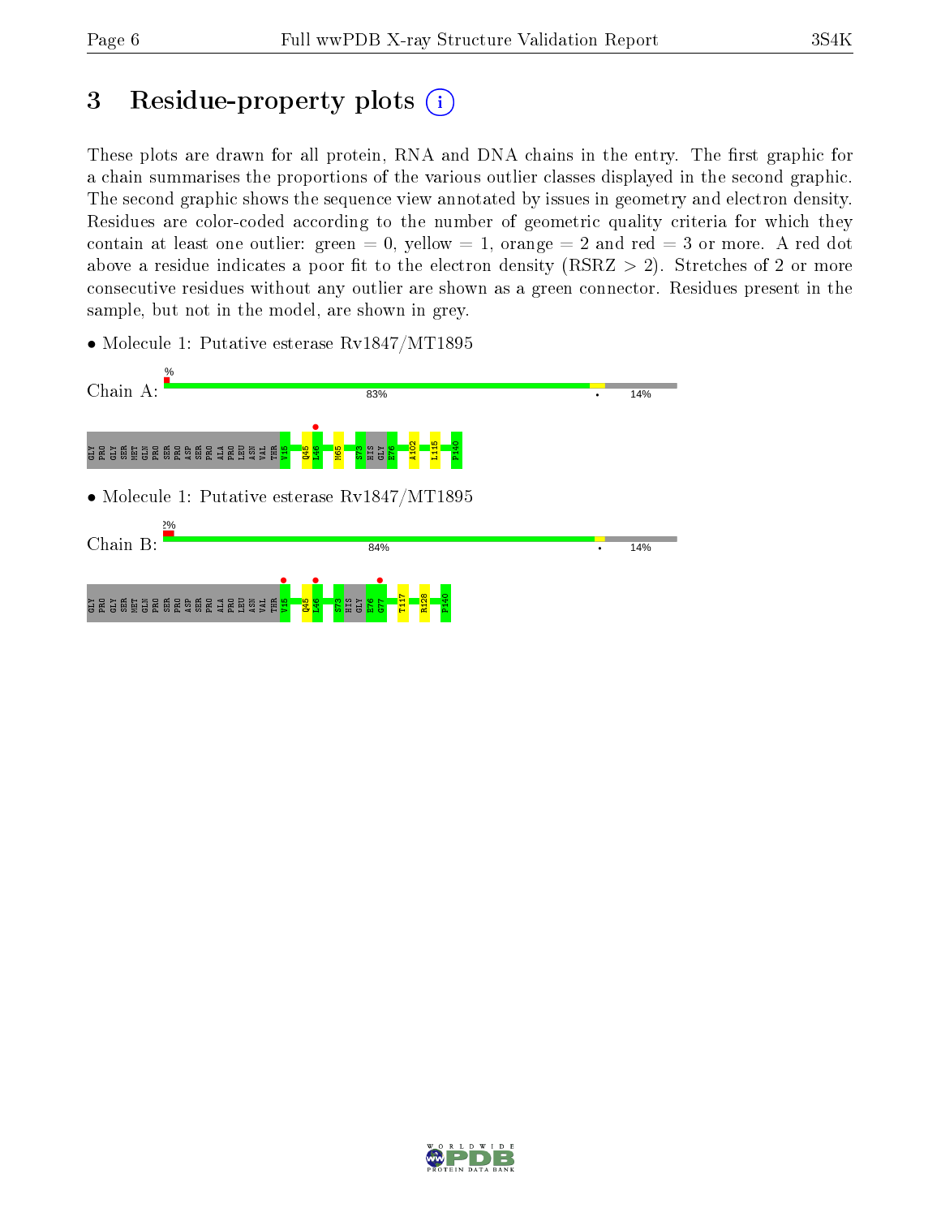# 3 Residue-property plots

These plots are drawn for all protein, RNA and DNA chains in the entry. The first graphic for a chain summarises the proportions of the various outlier classes displayed in the second graphic. The second graphic shows the sequence view annotated by issues in geometry and electron density. Residues are color-coded according to the number of geometric quality criteria for which they contain at least one outlier: green = 0, yellow = 1, orange = 2 and red = 3 or more. A red dot above a residue indicates a poor fit to the electron density (RSRZ > 2). Stretches of 2 or more consecutive residues without any outlier are shown as a green connector. Residues present in the sample, but not in the model, are shown in grey.

- Molecule 1: Putative esterase Rv1847/MT1895

Chain A:

%

83%

•

14%

GLY PRO GLY SER MET GLN PRO SER PRO ASP SER PRO ALA PRO LEU ASN VAL THR V15 Q45 L46 M65 S73 HIS GLY E76 A102 L115 P140

- Molecule 1: Putative esterase Rv1847/MT1895

Chain B:

2%

84%

•

14%

GLY PRO GLY SER MET GLN PRO SER PRO ASP SER PRO ALA PRO LEU ASN VAL THR V15 Q45 L46 S73 HIS GLY E76 G77 T117 R128 P140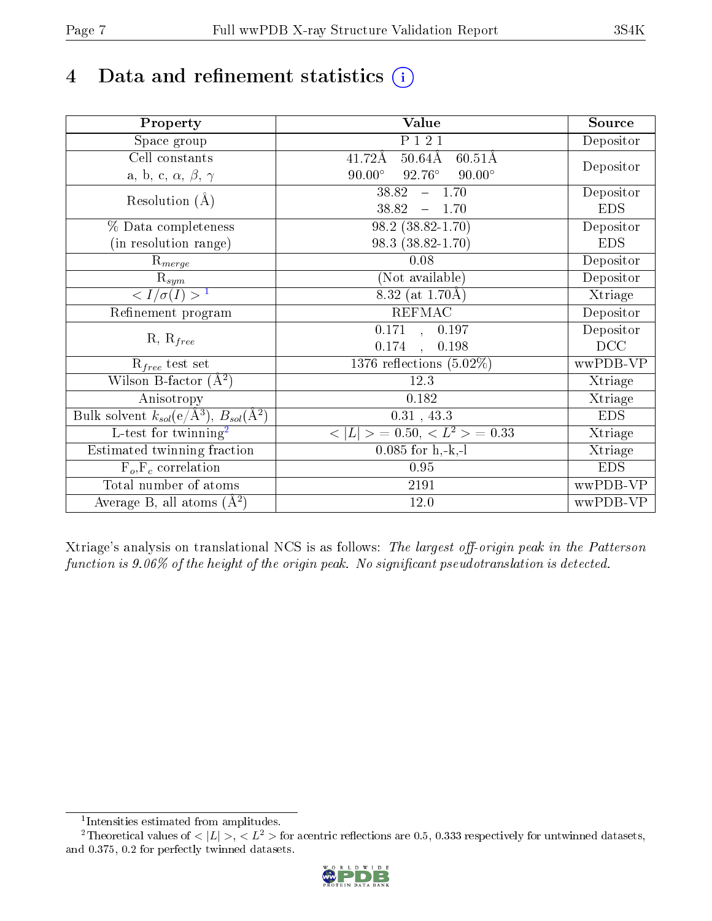# 4 Data and refinement statistics (i)

| Property | Value | Source |
|---|---|---|
| Space group | P 1 2 1 | Depositor |
| Cell constants<br>a, b, c, $\alpha$, $\beta$, $\gamma$ | 41.72Å 50.64Å 60.51Å<br>90.00° 92.76° 90.00° | Depositor |
| Resolution (Å) | 38.82 – 1.70<br>38.82 – 1.70 | Depositor<br>EDS |
| % Data completeness<br>(in resolution range) | 98.2 (38.82-1.70)<br>98.3 (38.82-1.70) | Depositor<br>EDS |
| $R_{merge}$ | 0.08 | Depositor |
| $R_{sym}$ | (Not available) | Depositor |
| $< I/\sigma(I) >$ [1] | 8.32 (at 1.70Å) | Xtriage |
| Refinement program | REFMAC | Depositor |
| R, $R_{free}$ | 0.171 , 0.197<br>0.174 , 0.198 | Depositor<br>DCC |
| $R_{free}$ test set | 1376 reflections (5.02%) | wwPDB-VP |
| Wilson B-factor (Å$^2$) | 12.3 | Xtriage |
| Anisotropy | 0.182 | Xtriage |
| Bulk solvent $k_{sol}$(e/Å$^3$), $B_{sol}$(Å$^2$) | 0.31 , 43.3 | EDS |
| L-test for twinning[2] | $< \|L\| > = 0.50$, $< L^2 > = 0.33$ | Xtriage |
| Estimated twinning fraction | 0.085 for h,-k,-l | Xtriage |
| $F_o$,$F_c$ correlation | 0.95 | EDS |
| Total number of atoms | 2191 | wwPDB-VP |
| Average B, all atoms (Å$^2$) | 12.0 | wwPDB-VP |

Xtriage's analysis on translational NCS is as follows: *The largest off-origin peak in the Patterson function is 9.06% of the height of the origin peak. No significant pseudotranslation is detected.*

[1] Intensities estimated from amplitudes.

[2] Theoretical values of $< |L| >$, $< L^2 >$ for acentric reflections are 0.5, 0.333 respectively for untwinned datasets, and 0.375, 0.2 for perfectly twinned datasets.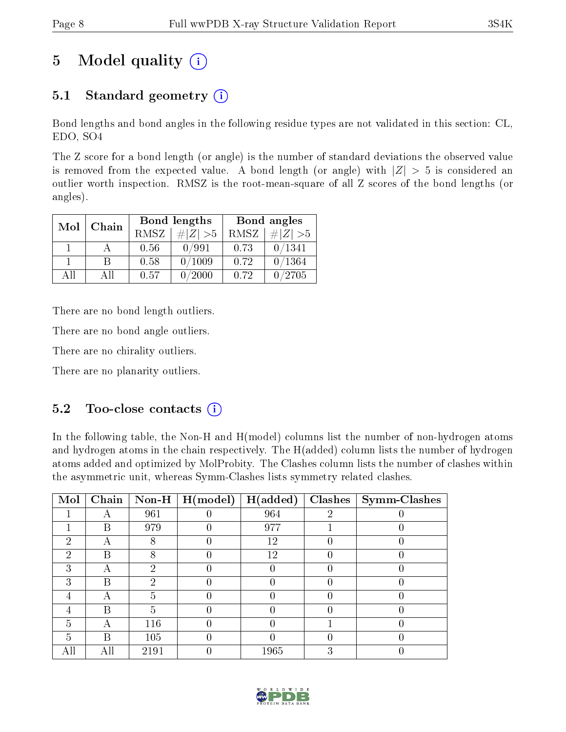# 5 Model quality (i)

## 5.1 Standard geometry (i)

Bond lengths and bond angles in the following residue types are not validated in this section: CL, EDO, SO4

The Z score for a bond length (or angle) is the number of standard deviations the observed value is removed from the expected value. A bond length (or angle) with $|Z| > 5$ is considered an outlier worth inspection. RMSZ is the root-mean-square of all Z scores of the bond lengths (or angles).

| Mol | Chain | Bond lengths | | Bond angles | |
|---|---|---|---|---|---|
| | | RMSZ | #\|Z\| >5 | RMSZ | #\|Z\| >5 |
| 1 | A | 0.56 | 0/991 | 0.73 | 0/1341 |
| 1 | B | 0.58 | 0/1009 | 0.72 | 0/1364 |
| All | All | 0.57 | 0/2000 | 0.72 | 0/2705 |

There are no bond length outliers.

There are no bond angle outliers.

There are no chirality outliers.

There are no planarity outliers.

## 5.2 Too-close contacts (i)

In the following table, the Non-H and H(model) columns list the number of non-hydrogen atoms and hydrogen atoms in the chain respectively. The H(added) column lists the number of hydrogen atoms added and optimized by MolProbity. The Clashes column lists the number of clashes within the asymmetric unit, whereas Symm-Clashes lists symmetry related clashes.

| Mol | Chain | Non-H | H(model) | H(added) | Clashes | Symm-Clashes |
|---|---|---|---|---|---|---|
| 1 | A | 961 | 0 | 964 | 2 | 0 |
| 1 | B | 979 | 0 | 977 | 1 | 0 |
| 2 | A | 8 | 0 | 12 | 0 | 0 |
| 2 | B | 8 | 0 | 12 | 0 | 0 |
| 3 | A | 2 | 0 | 0 | 0 | 0 |
| 3 | B | 2 | 0 | 0 | 0 | 0 |
| 4 | A | 5 | 0 | 0 | 0 | 0 |
| 4 | B | 5 | 0 | 0 | 0 | 0 |
| 5 | A | 116 | 0 | 0 | 1 | 0 |
| 5 | B | 105 | 0 | 0 | 0 | 0 |
| All | All | 2191 | 0 | 1965 | 3 | 0 |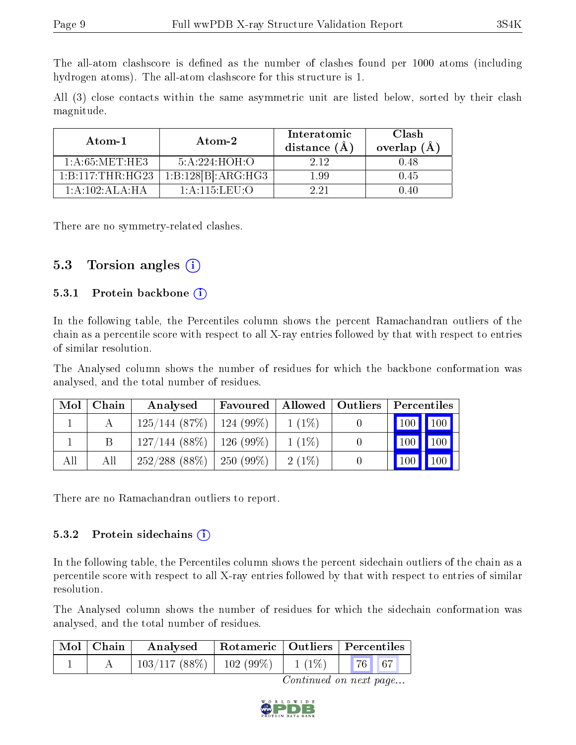The all-atom clashscore is defined as the number of clashes found per 1000 atoms (including hydrogen atoms). The all-atom clashscore for this structure is 1.

All (3) close contacts within the same asymmetric unit are listed below, sorted by their clash magnitude.

| Atom-1 | Atom-2 | Interatomic distance (Å) | Clash overlap (Å) |
|---|---|---|---|
| 1:A:65:MET:HE3 | 5:A:224:HOH:O | 2.12 | 0.48 |
| 1:B:117:THR:HG23 | 1:B:128[B]:ARG:HG3 | 1.99 | 0.45 |
| 1:A:102:ALA:HA | 1:A:115:LEU:O | 2.21 | 0.40 |

There are no symmetry-related clashes.

## 5.3 Torsion angles

### 5.3.1 Protein backbone

In the following table, the Percentiles column shows the percent Ramachandran outliers of the chain as a percentile score with respect to all X-ray entries followed by that with respect to entries of similar resolution.

The Analysed column shows the number of residues for which the backbone conformation was analysed, and the total number of residues.

| Mol | Chain | Analysed | Favoured | Allowed | Outliers | Percentiles | |
|---|---|---|---|---|---|---|---|
| 1 | A | 125/144 (87%) | 124 (99%) | 1 (1%) | 0 | 100 | 100 |
| 1 | B | 127/144 (88%) | 126 (99%) | 1 (1%) | 0 | 100 | 100 |
| All | All | 252/288 (88%) | 250 (99%) | 2 (1%) | 0 | 100 | 100 |

There are no Ramachandran outliers to report.

### 5.3.2 Protein sidechains

In the following table, the Percentiles column shows the percent sidechain outliers of the chain as a percentile score with respect to all X-ray entries followed by that with respect to entries of similar resolution.

The Analysed column shows the number of residues for which the sidechain conformation was analysed, and the total number of residues.

| Mol | Chain | Analysed | Rotameric | Outliers | Percentiles | |
|---|---|---|---|---|---|---|
| 1 | A | 103/117 (88%) | 102 (99%) | 1 (1%) | 76 | 67 |

*Continued on next page...*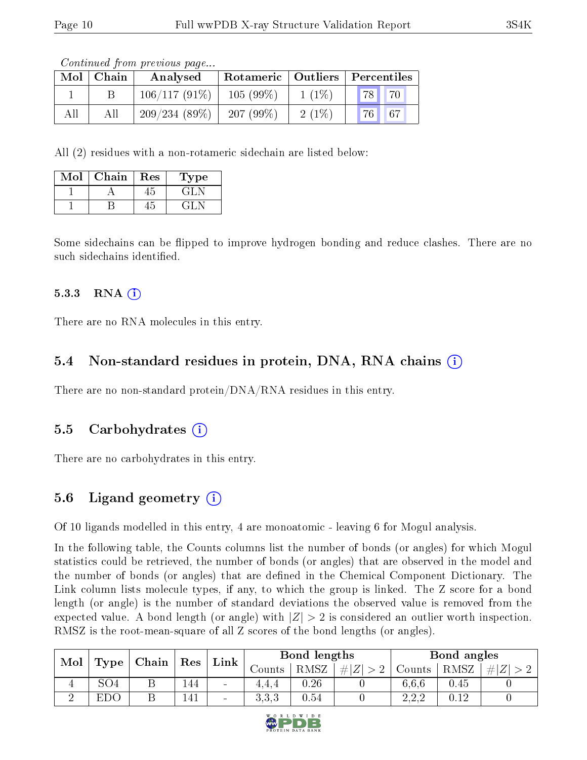*Continued from previous page...*

| Mol | Chain | Analysed | Rotameric | Outliers | Percentiles | |
|---|---|---|---|---|---|---|
| 1 | B | 106/117 (91%) | 105 (99%) | 1 (1%) | 78 | 70 |
| All | All | 209/234 (89%) | 207 (99%) | 2 (1%) | 76 | 67 |

All (2) residues with a non-rotameric sidechain are listed below:

| Mol | Chain | Res | Type |
|---|---|---|---|
| 1 | A | 45 | GLN |
| 1 | B | 45 | GLN |

Some sidechains can be flipped to improve hydrogen bonding and reduce clashes. There are no such sidechains identified.

### 5.3.3 RNA

There are no RNA molecules in this entry.

## 5.4 Non-standard residues in protein, DNA, RNA chains

There are no non-standard protein/DNA/RNA residues in this entry.

## 5.5 Carbohydrates

There are no carbohydrates in this entry.

## 5.6 Ligand geometry

Of 10 ligands modelled in this entry, 4 are monoatomic - leaving 6 for Mogul analysis.

In the following table, the Counts columns list the number of bonds (or angles) for which Mogul statistics could be retrieved, the number of bonds (or angles) that are observed in the model and the number of bonds (or angles) that are defined in the Chemical Component Dictionary. The Link column lists molecule types, if any, to which the group is linked. The Z score for a bond length (or angle) is the number of standard deviations the observed value is removed from the expected value. A bond length (or angle) with $|Z| > 2$ is considered an outlier worth inspection. RMSZ is the root-mean-square of all Z scores of the bond lengths (or angles).

| Mol | Type | Chain | Res | Link | Bond lengths | | | Bond angles | | |
|---|---|---|---|---|---|---|---|---|---|---|
| | | | | | Counts | RMSZ | $\#\|Z\| > 2$ | Counts | RMSZ | $\#\|Z\| > 2$ |
| 4 | SO4 | B | 144 | - | 4,4,4 | 0.26 | 0 | 6,6,6 | 0.45 | 0 |
| 2 | EDO | B | 141 | - | 3,3,3 | 0.54 | 0 | 2,2,2 | 0.12 | 0 |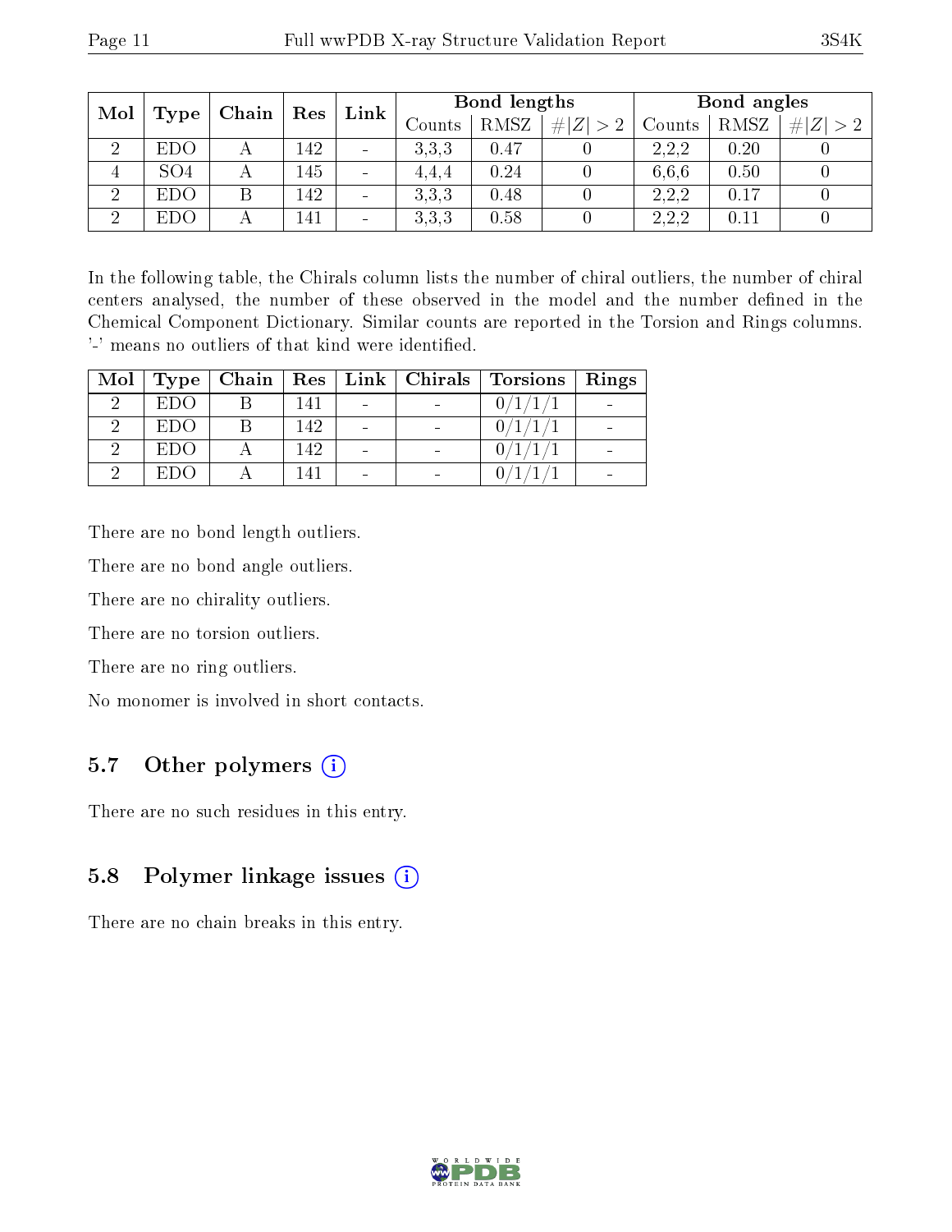| Mol | Type | Chain | Res | Link | Bond lengths | | | Bond angles | | |
|---|---|---|---|---|---|---|---|---|---|---|
| | | | | | Counts | RMSZ | $\#\|Z\|>2$ | Counts | RMSZ | $\#\|Z\|>2$ |
| 2 | EDO | A | 142 | - | 3,3,3 | 0.47 | 0 | 2,2,2 | 0.20 | 0 |
| 4 | SO4 | A | 145 | - | 4,4,4 | 0.24 | 0 | 6,6,6 | 0.50 | 0 |
| 2 | EDO | B | 142 | - | 3,3,3 | 0.48 | 0 | 2,2,2 | 0.17 | 0 |
| 2 | EDO | A | 141 | - | 3,3,3 | 0.58 | 0 | 2,2,2 | 0.11 | 0 |

In the following table, the Chirals column lists the number of chiral outliers, the number of chiral centers analysed, the number of these observed in the model and the number defined in the Chemical Component Dictionary. Similar counts are reported in the Torsion and Rings columns. '-' means no outliers of that kind were identified.

| Mol | Type | Chain | Res | Link | Chirals | Torsions | Rings |
|---|---|---|---|---|---|---|---|
| 2 | EDO | B | 141 | - | - | 0/1/1/1 | - |
| 2 | EDO | B | 142 | - | - | 0/1/1/1 | - |
| 2 | EDO | A | 142 | - | - | 0/1/1/1 | - |
| 2 | EDO | A | 141 | - | - | 0/1/1/1 | - |

There are no bond length outliers.

There are no bond angle outliers.

There are no chirality outliers.

There are no torsion outliers.

There are no ring outliers.

No monomer is involved in short contacts.

### 5.7 Other polymers (i)

There are no such residues in this entry.

### 5.8 Polymer linkage issues (i)

There are no chain breaks in this entry.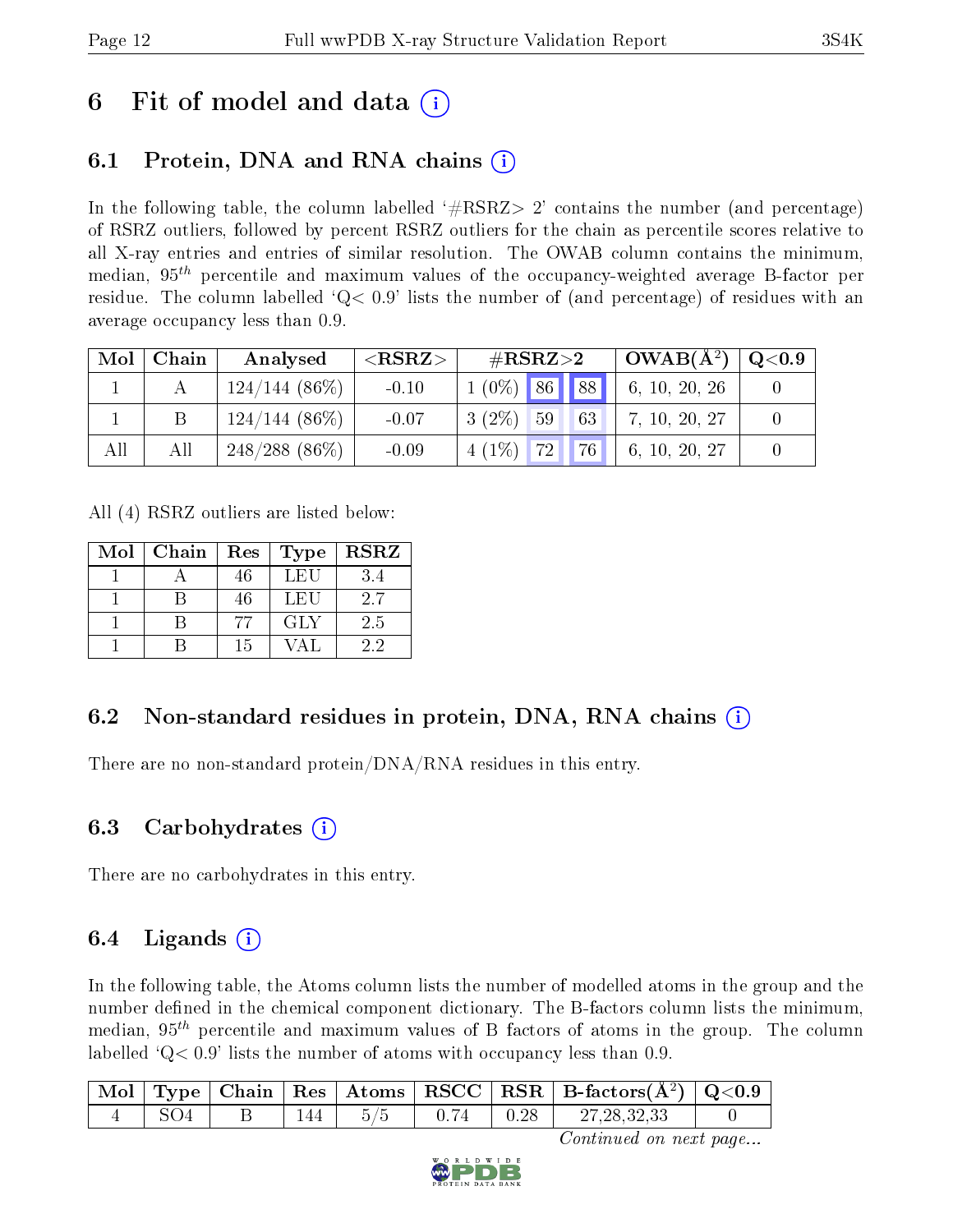# 6 Fit of model and data (i)

## 6.1 Protein, DNA and RNA chains (i)

In the following table, the column labelled '#RSRZ> 2' contains the number (and percentage) of RSRZ outliers, followed by percent RSRZ outliers for the chain as percentile scores relative to all X-ray entries and entries of similar resolution. The OWAB column contains the minimum, median, $95^{th}$ percentile and maximum values of the occupancy-weighted average B-factor per residue. The column labelled 'Q< 0.9' lists the number of (and percentage) of residues with an average occupancy less than 0.9.

| Mol | Chain | Analysed | <RSRZ> | #RSRZ>2 | | | OWAB(Å$^2$) | Q<0.9 |
|---|---|---|---|---|---|---|---|---|
| 1 | A | 124/144 (86%) | -0.10 | 1 (0%) | 86 | 88 | 6, 10, 20, 26 | 0 |
| 1 | B | 124/144 (86%) | -0.07 | 3 (2%) | 59 | 63 | 7, 10, 20, 27 | 0 |
| All | All | 248/288 (86%) | -0.09 | 4 (1%) | 72 | 76 | 6, 10, 20, 27 | 0 |

All (4) RSRZ outliers are listed below:

| Mol | Chain | Res | Type | RSRZ |
|---|---|---|---|---|
| 1 | A | 46 | LEU | 3.4 |
| 1 | B | 46 | LEU | 2.7 |
| 1 | B | 77 | GLY | 2.5 |
| 1 | B | 15 | VAL | 2.2 |

## 6.2 Non-standard residues in protein, DNA, RNA chains (i)

There are no non-standard protein/DNA/RNA residues in this entry.

## 6.3 Carbohydrates (i)

There are no carbohydrates in this entry.

## 6.4 Ligands (i)

In the following table, the Atoms column lists the number of modelled atoms in the group and the number defined in the chemical component dictionary. The B-factors column lists the minimum, median, $95^{th}$ percentile and maximum values of B factors of atoms in the group. The column labelled 'Q< 0.9' lists the number of atoms with occupancy less than 0.9.

| Mol | Type | Chain | Res | Atoms | RSCC | RSR | B-factors(Å$^2$) | Q<0.9 |
|---|---|---|---|---|---|---|---|---|
| 4 | SO4 | B | 144 | 5/5 | 0.74 | 0.28 | 27,28,32,33 | 0 |

*Continued on next page...*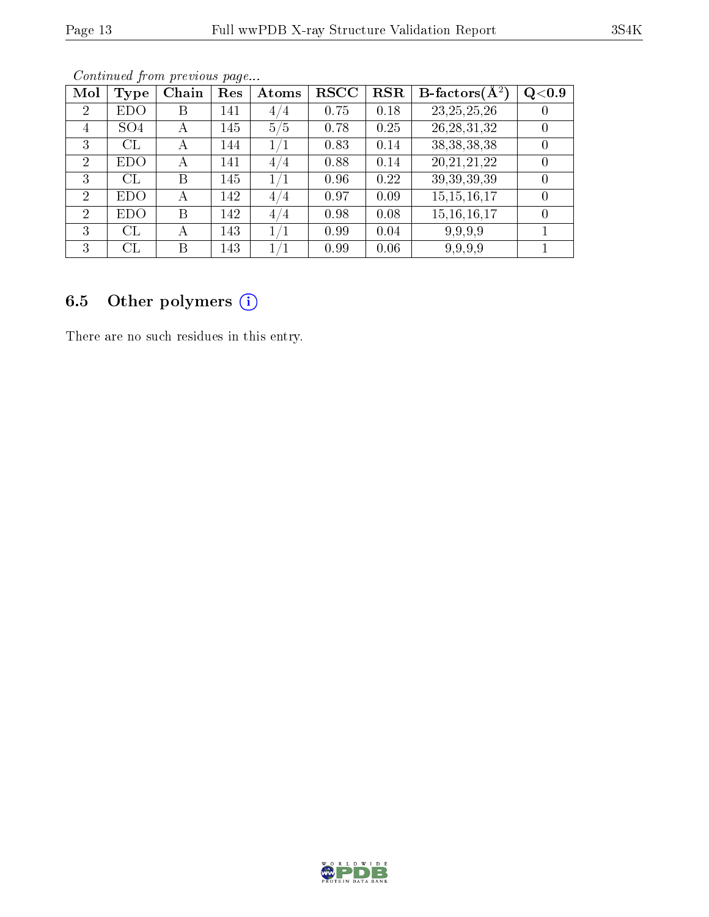*Continued from previous page...*

| Mol | Type | Chain | Res | Atoms | RSCC | RSR | B-factors($Å^2$) | Q<0.9 |
|---|---|---|---|---|---|---|---|---|
| 2 | EDO | B | 141 | 4/4 | 0.75 | 0.18 | 23,25,25,26 | 0 |
| 4 | SO4 | A | 145 | 5/5 | 0.78 | 0.25 | 26,28,31,32 | 0 |
| 3 | CL | A | 144 | 1/1 | 0.83 | 0.14 | 38,38,38,38 | 0 |
| 2 | EDO | A | 141 | 4/4 | 0.88 | 0.14 | 20,21,21,22 | 0 |
| 3 | CL | B | 145 | 1/1 | 0.96 | 0.22 | 39,39,39,39 | 0 |
| 2 | EDO | A | 142 | 4/4 | 0.97 | 0.09 | 15,15,16,17 | 0 |
| 2 | EDO | B | 142 | 4/4 | 0.98 | 0.08 | 15,16,16,17 | 0 |
| 3 | CL | A | 143 | 1/1 | 0.99 | 0.04 | 9,9,9,9 | 1 |
| 3 | CL | B | 143 | 1/1 | 0.99 | 0.06 | 9,9,9,9 | 1 |

### 6.5 Other polymers (i)

There are no such residues in this entry.